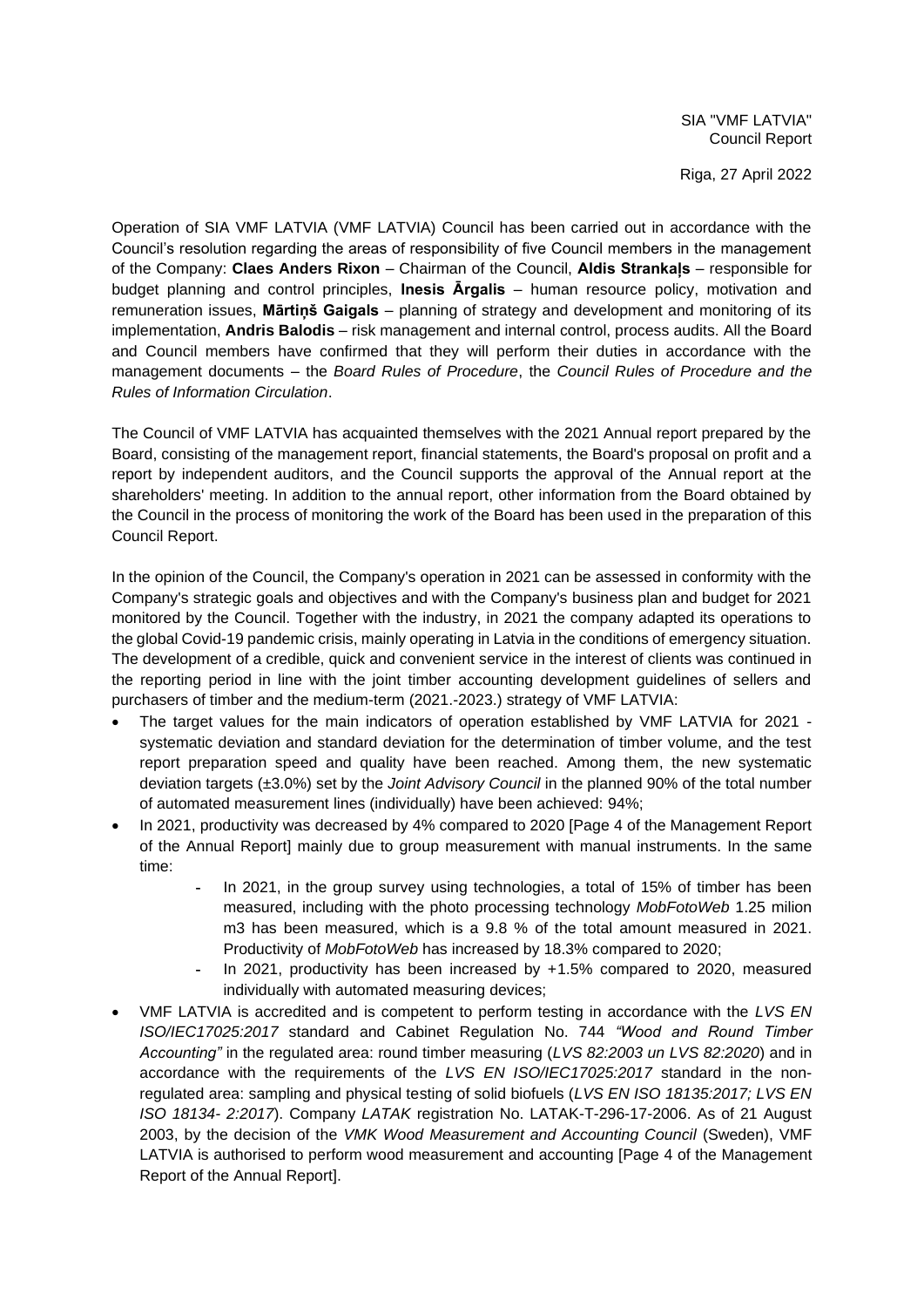SIA "VMF LATVIA"
Council Report

Riga, 27 April 2022

Operation of SIA VMF LATVIA (VMF LATVIA) Council has been carried out in accordance with the Council's resolution regarding the areas of responsibility of five Council members in the management of the Company: **Claes Anders Rixon** – Chairman of the Council, **Aldis Strankaļs** – responsible for budget planning and control principles, **Inesis Ārgalis** – human resource policy, motivation and remuneration issues, **Mārtiņš Gaigals** – planning of strategy and development and monitoring of its implementation, **Andris Balodis** – risk management and internal control, process audits. All the Board and Council members have confirmed that they will perform their duties in accordance with the management documents – the *Board Rules of Procedure*, the *Council Rules of Procedure and the Rules of Information Circulation*.

The Council of VMF LATVIA has acquainted themselves with the 2021 Annual report prepared by the Board, consisting of the management report, financial statements, the Board's proposal on profit and a report by independent auditors, and the Council supports the approval of the Annual report at the shareholders' meeting. In addition to the annual report, other information from the Board obtained by the Council in the process of monitoring the work of the Board has been used in the preparation of this Council Report.

In the opinion of the Council, the Company's operation in 2021 can be assessed in conformity with the Company's strategic goals and objectives and with the Company's business plan and budget for 2021 monitored by the Council. Together with the industry, in 2021 the company adapted its operations to the global Covid-19 pandemic crisis, mainly operating in Latvia in the conditions of emergency situation. The development of a credible, quick and convenient service in the interest of clients was continued in the reporting period in line with the joint timber accounting development guidelines of sellers and purchasers of timber and the medium-term (2021.-2023.) strategy of VMF LATVIA:

- The target values for the main indicators of operation established by VMF LATVIA for 2021 - systematic deviation and standard deviation for the determination of timber volume, and the test report preparation speed and quality have been reached. Among them, the new systematic deviation targets (±3.0%) set by the *Joint Advisory Council* in the planned 90% of the total number of automated measurement lines (individually) have been achieved: 94%;
- In 2021, productivity was decreased by 4% compared to 2020 [Page 4 of the Management Report of the Annual Report] mainly due to group measurement with manual instruments. In the same time:
  - In 2021, in the group survey using technologies, a total of 15% of timber has been measured, including with the photo processing technology *MobFotoWeb* 1.25 milion m3 has been measured, which is a 9.8 % of the total amount measured in 2021. Productivity of *MobFotoWeb* has increased by 18.3% compared to 2020;
  - In 2021, productivity has been increased by +1.5% compared to 2020, measured individually with automated measuring devices;
- VMF LATVIA is accredited and is competent to perform testing in accordance with the *LVS EN ISO/IEC17025:2017* standard and Cabinet Regulation No. 744 *"Wood and Round Timber Accounting"* in the regulated area: round timber measuring (*LVS 82:2003 un LVS 82:2020*) and in accordance with the requirements of the *LVS EN ISO/IEC17025:2017* standard in the non-regulated area: sampling and physical testing of solid biofuels (*LVS EN ISO 18135:2017; LVS EN ISO 18134- 2:2017*). Company *LATAK* registration No. LATAK-T-296-17-2006. As of 21 August 2003, by the decision of the *VMK Wood Measurement and Accounting Council* (Sweden), VMF LATVIA is authorised to perform wood measurement and accounting [Page 4 of the Management Report of the Annual Report].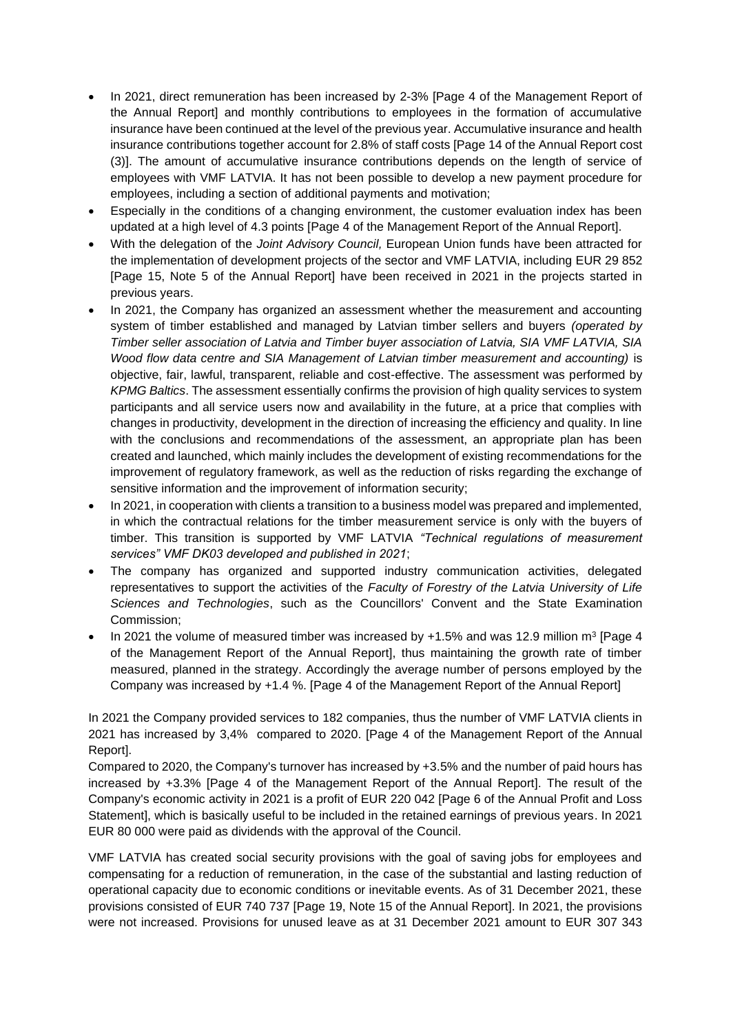- In 2021, direct remuneration has been increased by 2-3% [Page 4 of the Management Report of the Annual Report] and monthly contributions to employees in the formation of accumulative insurance have been continued at the level of the previous year. Accumulative insurance and health insurance contributions together account for 2.8% of staff costs [Page 14 of the Annual Report cost (3)]. The amount of accumulative insurance contributions depends on the length of service of employees with VMF LATVIA. It has not been possible to develop a new payment procedure for employees, including a section of additional payments and motivation;
- Especially in the conditions of a changing environment, the customer evaluation index has been updated at a high level of 4.3 points [Page 4 of the Management Report of the Annual Report].
- With the delegation of the *Joint Advisory Council,* European Union funds have been attracted for the implementation of development projects of the sector and VMF LATVIA, including EUR 29 852 [Page 15, Note 5 of the Annual Report] have been received in 2021 in the projects started in previous years.
- In 2021, the Company has organized an assessment whether the measurement and accounting system of timber established and managed by Latvian timber sellers and buyers *(operated by Timber seller association of Latvia and Timber buyer association of Latvia, SIA VMF LATVIA, SIA Wood flow data centre and SIA Management of Latvian timber measurement and accounting)* is objective, fair, lawful, transparent, reliable and cost-effective. The assessment was performed by *KPMG Baltics*. The assessment essentially confirms the provision of high quality services to system participants and all service users now and availability in the future, at a price that complies with changes in productivity, development in the direction of increasing the efficiency and quality. In line with the conclusions and recommendations of the assessment, an appropriate plan has been created and launched, which mainly includes the development of existing recommendations for the improvement of regulatory framework, as well as the reduction of risks regarding the exchange of sensitive information and the improvement of information security;
- In 2021, in cooperation with clients a transition to a business model was prepared and implemented, in which the contractual relations for the timber measurement service is only with the buyers of timber. This transition is supported by VMF LATVIA *"Technical regulations of measurement services" VMF DK03 developed and published in 2021*;
- The company has organized and supported industry communication activities, delegated representatives to support the activities of the *Faculty of Forestry of the Latvia University of Life Sciences and Technologies*, such as the Councillors' Convent and the State Examination Commission;
- In 2021 the volume of measured timber was increased by +1.5% and was 12.9 million $m^3$ [Page 4 of the Management Report of the Annual Report], thus maintaining the growth rate of timber measured, planned in the strategy. Accordingly the average number of persons employed by the Company was increased by +1.4 %. [Page 4 of the Management Report of the Annual Report]

In 2021 the Company provided services to 182 companies, thus the number of VMF LATVIA clients in 2021 has increased by 3,4% compared to 2020. [Page 4 of the Management Report of the Annual Report].

Compared to 2020, the Company's turnover has increased by +3.5% and the number of paid hours has increased by +3.3% [Page 4 of the Management Report of the Annual Report]. The result of the Company's economic activity in 2021 is a profit of EUR 220 042 [Page 6 of the Annual Profit and Loss Statement], which is basically useful to be included in the retained earnings of previous years. In 2021 EUR 80 000 were paid as dividends with the approval of the Council.

VMF LATVIA has created social security provisions with the goal of saving jobs for employees and compensating for a reduction of remuneration, in the case of the substantial and lasting reduction of operational capacity due to economic conditions or inevitable events. As of 31 December 2021, these provisions consisted of EUR 740 737 [Page 19, Note 15 of the Annual Report]. In 2021, the provisions were not increased. Provisions for unused leave as at 31 December 2021 amount to EUR 307 343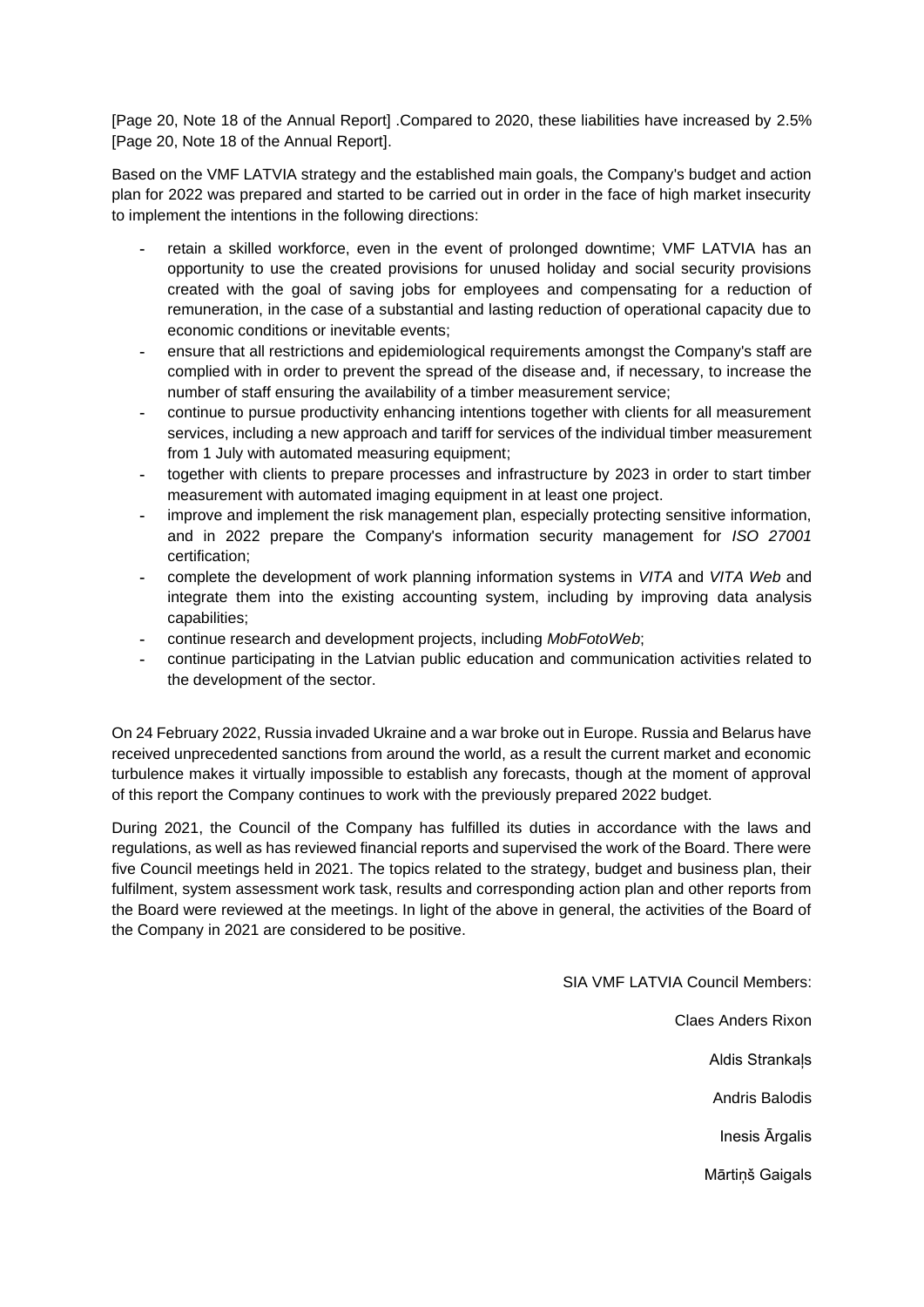[Page 20, Note 18 of the Annual Report] .Compared to 2020, these liabilities have increased by 2.5% [Page 20, Note 18 of the Annual Report].

Based on the VMF LATVIA strategy and the established main goals, the Company's budget and action plan for 2022 was prepared and started to be carried out in order in the face of high market insecurity to implement the intentions in the following directions:

- retain a skilled workforce, even in the event of prolonged downtime; VMF LATVIA has an opportunity to use the created provisions for unused holiday and social security provisions created with the goal of saving jobs for employees and compensating for a reduction of remuneration, in the case of a substantial and lasting reduction of operational capacity due to economic conditions or inevitable events;
- ensure that all restrictions and epidemiological requirements amongst the Company's staff are complied with in order to prevent the spread of the disease and, if necessary, to increase the number of staff ensuring the availability of a timber measurement service;
- continue to pursue productivity enhancing intentions together with clients for all measurement services, including a new approach and tariff for services of the individual timber measurement from 1 July with automated measuring equipment;
- together with clients to prepare processes and infrastructure by 2023 in order to start timber measurement with automated imaging equipment in at least one project.
- improve and implement the risk management plan, especially protecting sensitive information, and in 2022 prepare the Company's information security management for *ISO 27001* certification;
- complete the development of work planning information systems in *VITA* and *VITA Web* and integrate them into the existing accounting system, including by improving data analysis capabilities;
- continue research and development projects, including *MobFotoWeb*;
- continue participating in the Latvian public education and communication activities related to the development of the sector.

On 24 February 2022, Russia invaded Ukraine and a war broke out in Europe. Russia and Belarus have received unprecedented sanctions from around the world, as a result the current market and economic turbulence makes it virtually impossible to establish any forecasts, though at the moment of approval of this report the Company continues to work with the previously prepared 2022 budget.

During 2021, the Council of the Company has fulfilled its duties in accordance with the laws and regulations, as well as has reviewed financial reports and supervised the work of the Board. There were five Council meetings held in 2021. The topics related to the strategy, budget and business plan, their fulfilment, system assessment work task, results and corresponding action plan and other reports from the Board were reviewed at the meetings. In light of the above in general, the activities of the Board of the Company in 2021 are considered to be positive.

SIA VMF LATVIA Council Members:

Claes Anders Rixon

Aldis Strankaļs

Andris Balodis

Inesis Ārgalis

Mārtiņš Gaigals